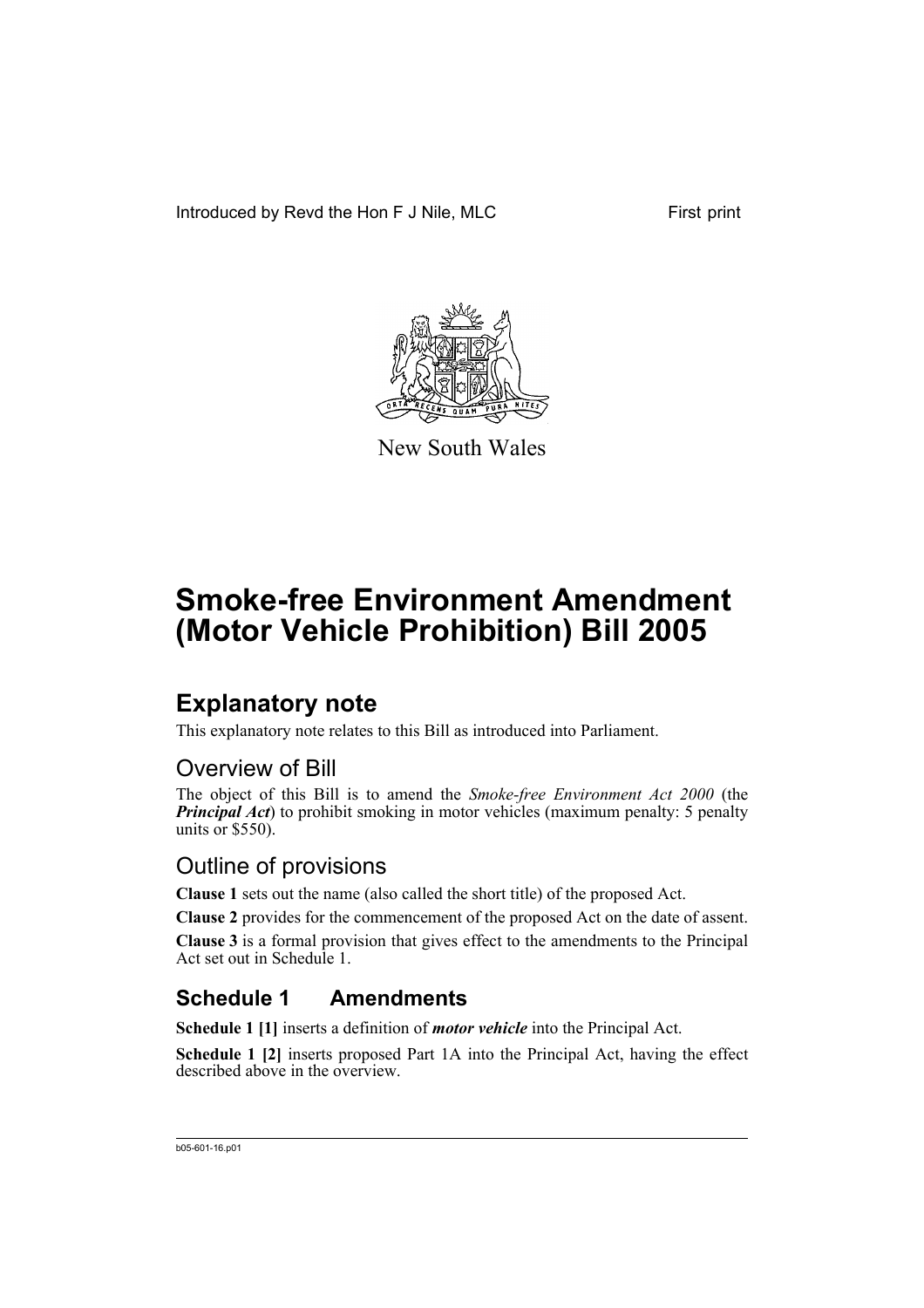Introduced by Revd the Hon F J Nile, MLC First print

New South Wales

# Smoke-free Environment Amendment (Motor Vehicle Prohibition) Bill 2005

## Explanatory note

This explanatory note relates to this Bill as introduced into Parliament.

### Overview of Bill

The object of this Bill is to amend the *Smoke-free Environment Act 2000* (the ***Principal Act***) to prohibit smoking in motor vehicles (maximum penalty: 5 penalty units or $550).

### Outline of provisions

**Clause 1** sets out the name (also called the short title) of the proposed Act.

**Clause 2** provides for the commencement of the proposed Act on the date of assent.

**Clause 3** is a formal provision that gives effect to the amendments to the Principal Act set out in Schedule 1.

## Schedule 1 Amendments

**Schedule 1 [1]** inserts a definition of ***motor vehicle*** into the Principal Act.

**Schedule 1 [2]** inserts proposed Part 1A into the Principal Act, having the effect described above in the overview.

b05-601-16.p01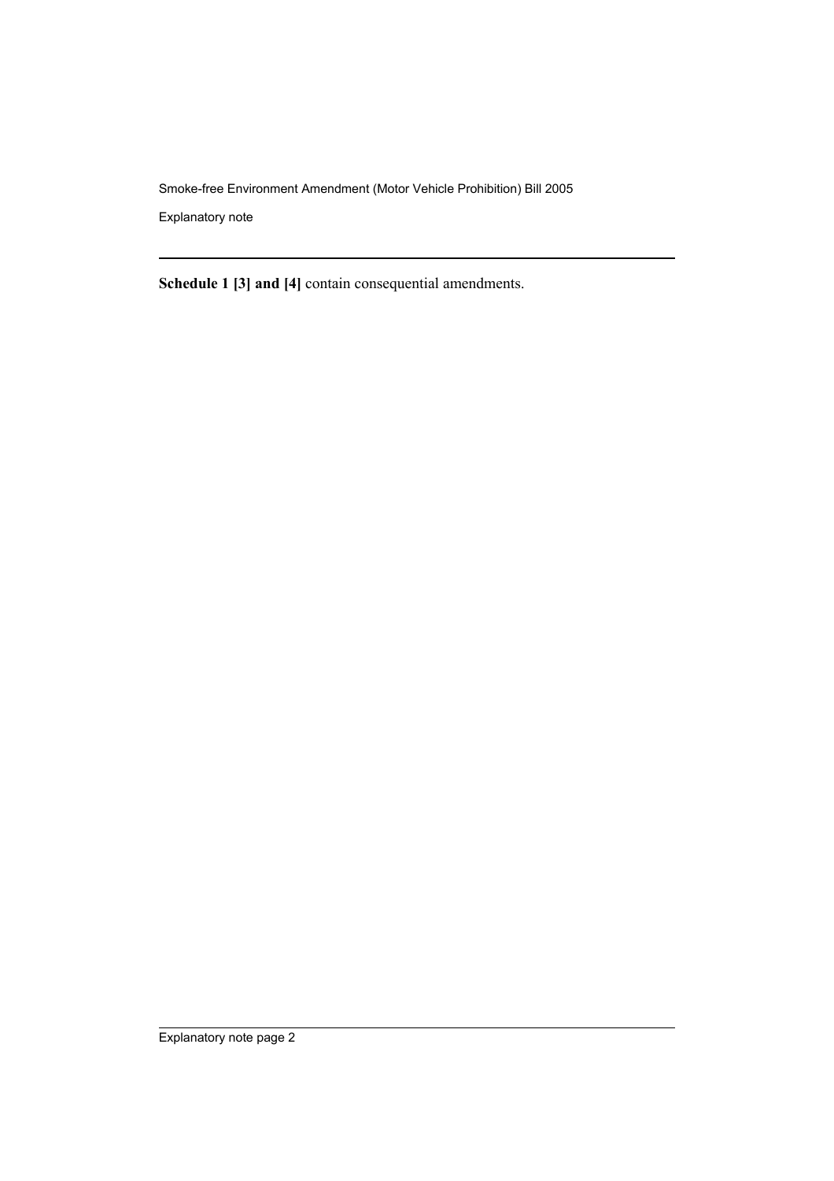**Schedule 1 [3] and [4]** contain consequential amendments.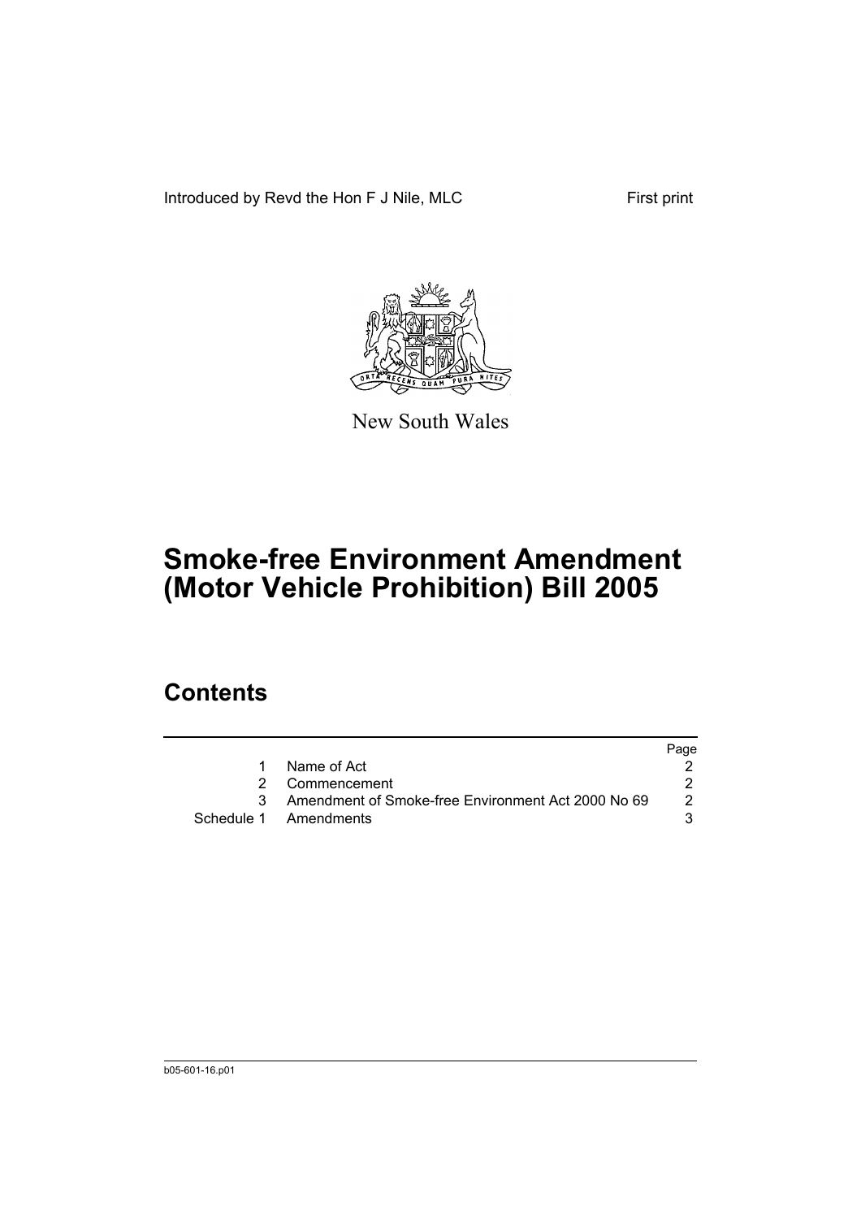Introduced by Revd the Hon F J Nile, MLC

First print

New South Wales

# Smoke-free Environment Amendment (Motor Vehicle Prohibition) Bill 2005

## Contents

| | | Page |
|---|---|---|
| 1 | Name of Act | 2 |
| 2 | Commencement | 2 |
| 3 | Amendment of Smoke-free Environment Act 2000 No 69 | 2 |
| Schedule 1 | Amendments | 3 |

b05-601-16.p01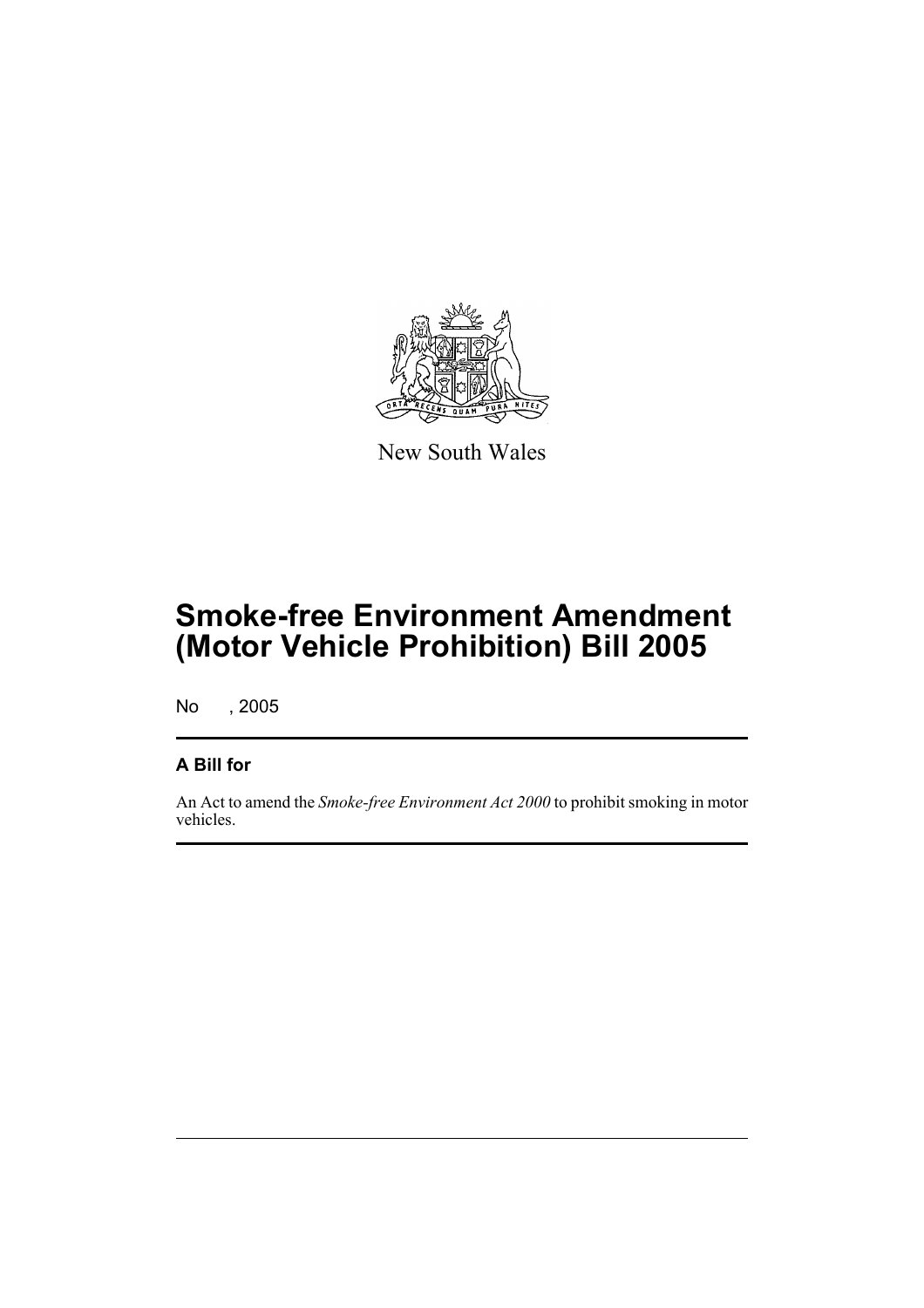New South Wales

# Smoke-free Environment Amendment (Motor Vehicle Prohibition) Bill 2005

No , 2005

## A Bill for

An Act to amend the *Smoke-free Environment Act 2000* to prohibit smoking in motor vehicles.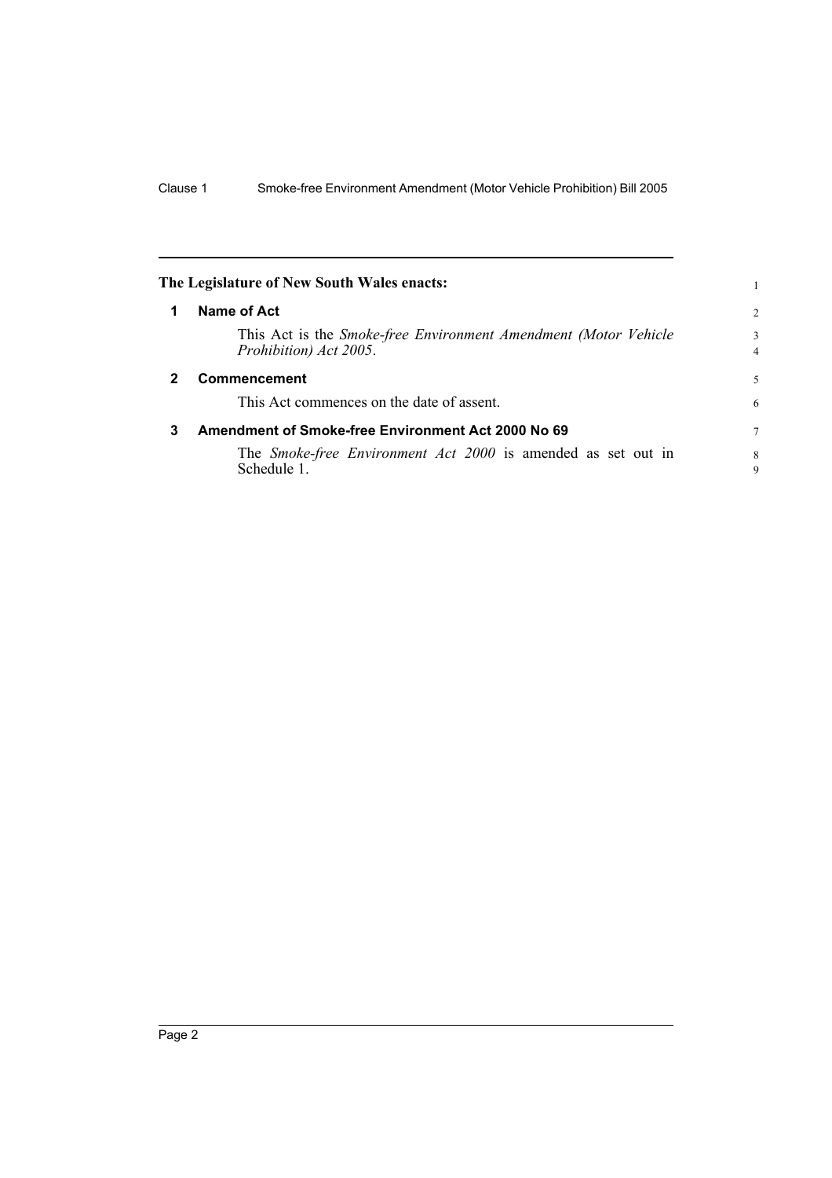**The Legislature of New South Wales enacts:**

## 1 Name of Act

This Act is the *Smoke-free Environment Amendment (Motor Vehicle Prohibition) Act 2005*.

## 2 Commencement

This Act commences on the date of assent.

## 3 Amendment of Smoke-free Environment Act 2000 No 69

The *Smoke-free Environment Act 2000* is amended as set out in Schedule 1.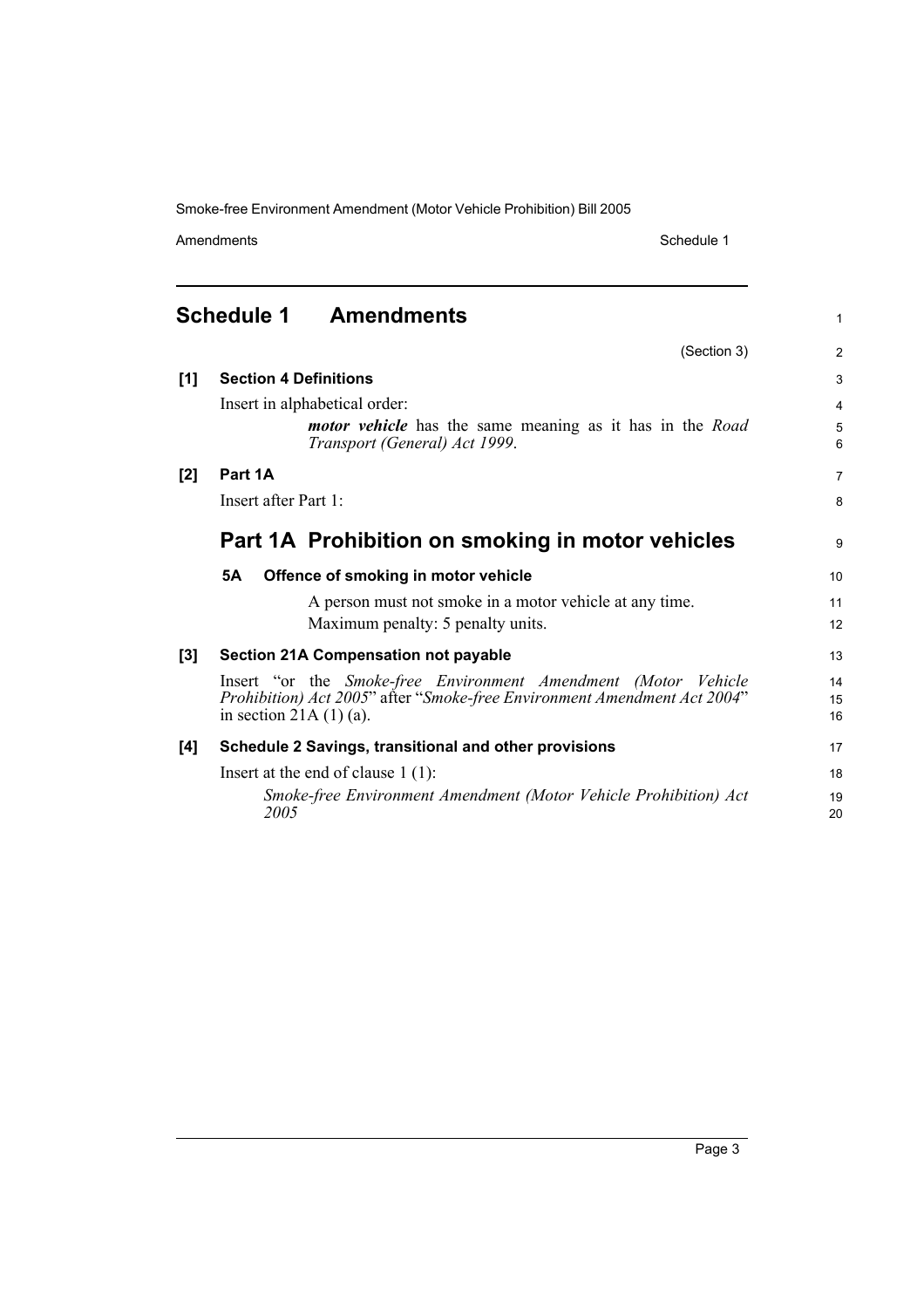# Schedule 1 Amendments

(Section 3)

**[1] Section 4 Definitions**

Insert in alphabetical order:

> ***motor vehicle*** has the same meaning as it has in the *Road Transport (General) Act 1999*.

**[2] Part 1A**

Insert after Part 1:

## Part 1A Prohibition on smoking in motor vehicles

**5A Offence of smoking in motor vehicle**

A person must not smoke in a motor vehicle at any time.

Maximum penalty: 5 penalty units.

**[3] Section 21A Compensation not payable**

Insert "or the *Smoke-free Environment Amendment (Motor Vehicle Prohibition) Act 2005*" after "*Smoke-free Environment Amendment Act 2004*" in section 21A (1) (a).

**[4] Schedule 2 Savings, transitional and other provisions**

Insert at the end of clause 1 (1):

> *Smoke-free Environment Amendment (Motor Vehicle Prohibition) Act 2005*